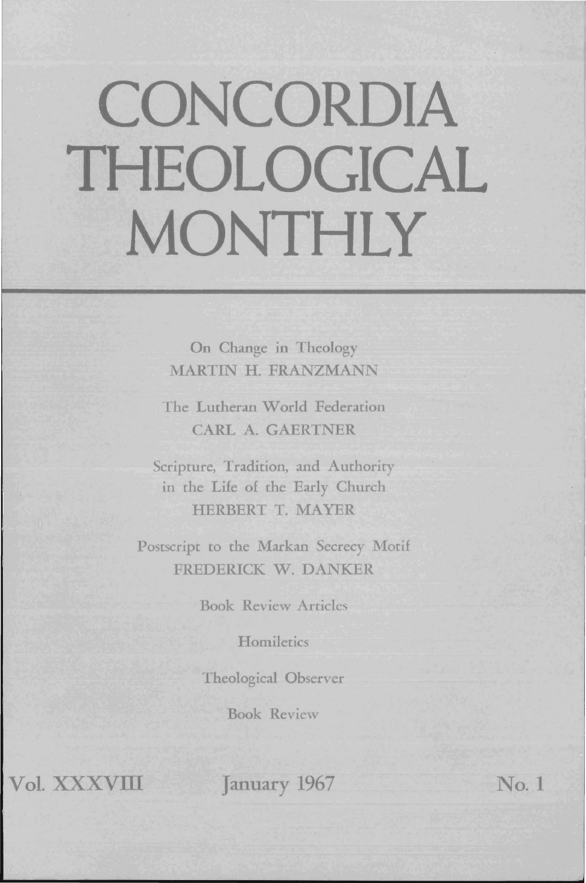# CONCORDIA THEOLOGICAL MONTHLY

On Change in Theology
MARTIN H. FRANZMANN

The Lutheran World Federation
CARL A. GAERTNER

Scripture, Tradition, and Authority in the Life of the Early Church
HERBERT T. MAYER

Postscript to the Markan Secrecy Motif
FREDERICK W. DANKER

Book Review Articles

Homiletics

Theological Observer

Book Review

Vol. XXXVIII January 1967 No. 1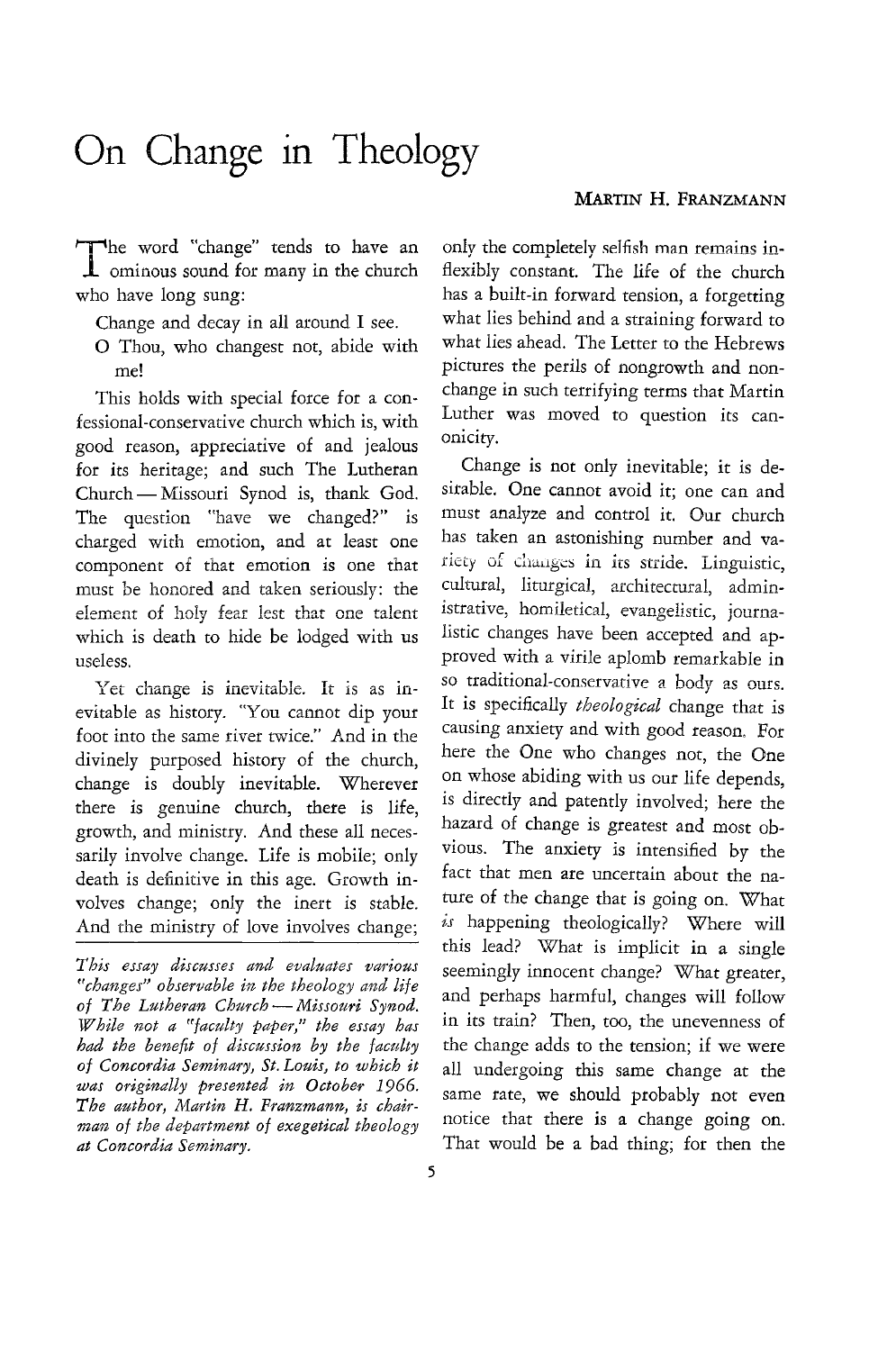# On Change in Theology

**MARTIN H. FRANZMANN**

The word "change" tends to have an ominous sound for many in the church who have long sung:

> Change and decay in all around I see.
> O Thou, who changest not, abide with me!

This holds with special force for a confessional-conservative church which is, with good reason, appreciative of and jealous for its heritage; and such The Lutheran Church — Missouri Synod is, thank God. The question "have we changed?" is charged with emotion, and at least one component of that emotion is one that must be honored and taken seriously: the element of holy fear lest that one talent which is death to hide be lodged with us useless.

Yet change is inevitable. It is as inevitable as history. "You cannot dip your foot into the same river twice." And in the divinely purposed history of the church, change is doubly inevitable. Wherever there is genuine church, there is life, growth, and ministry. And these all necessarily involve change. Life is mobile; only death is definitive in this age. Growth involves change; only the inert is stable. And the ministry of love involves change; only the completely selfish man remains inflexibly constant. The life of the church has a built-in forward tension, a forgetting what lies behind and a straining forward to what lies ahead. The Letter to the Hebrews pictures the perils of nongrowth and nonchange in such terrifying terms that Martin Luther was moved to question its canonicity.

Change is not only inevitable; it is desirable. One cannot avoid it; one can and must analyze and control it. Our church has taken an astonishing number and variety of changes in its stride. Linguistic, cultural, liturgical, architectural, administrative, homiletical, evangelistic, journalistic changes have been accepted and approved with a virile aplomb remarkable in so traditional-conservative a body as ours. It is specifically *theological* change that is causing anxiety and with good reason. For here the One who changes not, the One on whose abiding with us our life depends, is directly and patently involved; here the hazard of change is greatest and most obvious. The anxiety is intensified by the fact that men are uncertain about the nature of the change that is going on. What *is* happening theologically? Where will this lead? What is implicit in a single seemingly innocent change? What greater, and perhaps harmful, changes will follow in its train? Then, too, the unevenness of the change adds to the tension; if we were all undergoing this same change at the same rate, we should probably not even notice that there is a change going on. That would be a bad thing; for then the

*This essay discusses and evaluates various "changes" observable in the theology and life of The Lutheran Church — Missouri Synod. While not a "faculty paper," the essay has had the benefit of discussion by the faculty of Concordia Seminary, St. Louis, to which it was originally presented in October 1966. The author, Martin H. Franzmann, is chairman of the department of exegetical theology at Concordia Seminary.*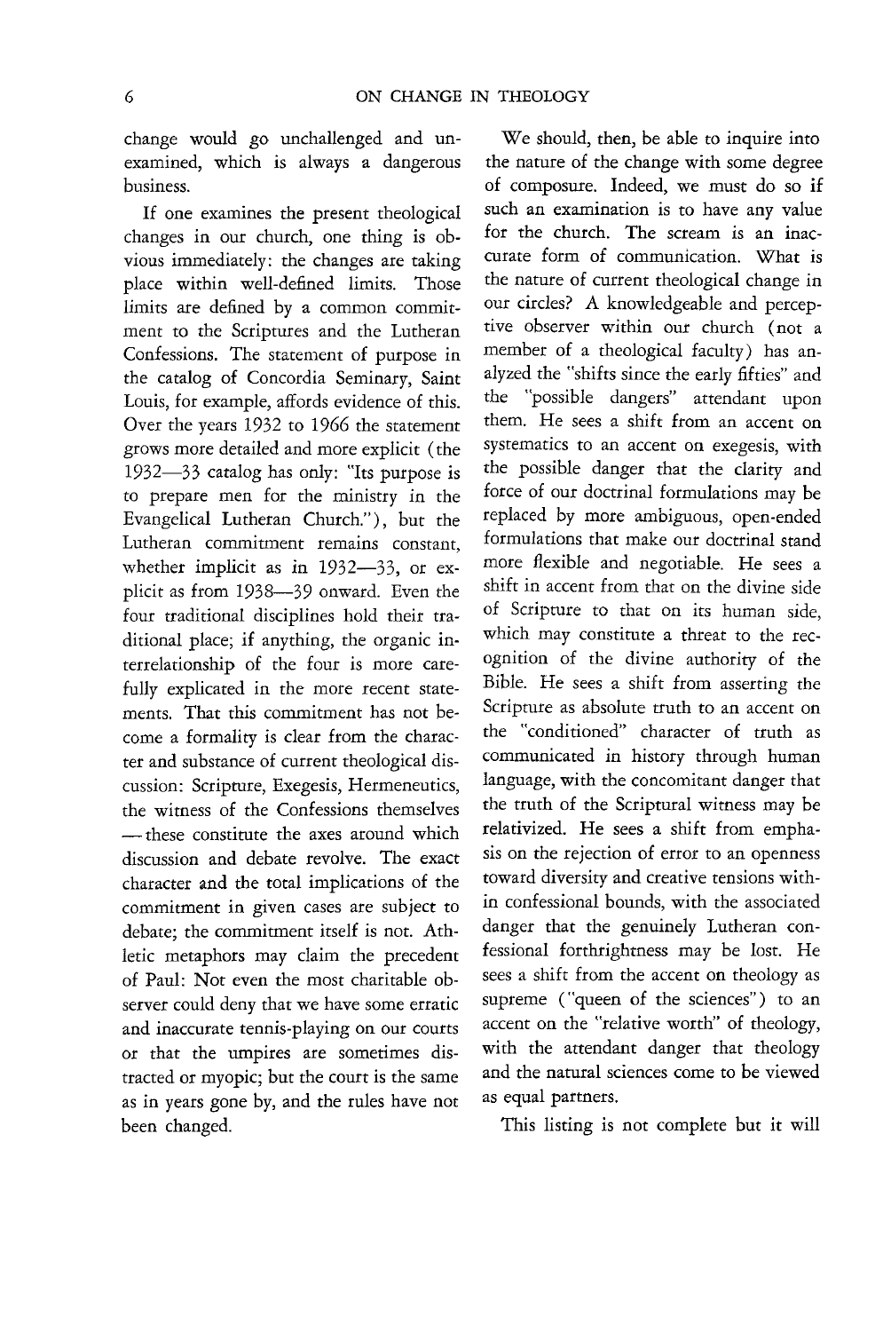change would go unchallenged and unexamined, which is always a dangerous business.

If one examines the present theological changes in our church, one thing is obvious immediately: the changes are taking place within well-defined limits. Those limits are defined by a common commitment to the Scriptures and the Lutheran Confessions. The statement of purpose in the catalog of Concordia Seminary, Saint Louis, for example, affords evidence of this. Over the years 1932 to 1966 the statement grows more detailed and more explicit (the 1932—33 catalog has only: "Its purpose is to prepare men for the ministry in the Evangelical Lutheran Church."), but the Lutheran commitment remains constant, whether implicit as in 1932—33, or explicit as from 1938—39 onward. Even the four traditional disciplines hold their traditional place; if anything, the organic interrelationship of the four is more carefully explicated in the more recent statements. That this commitment has not become a formality is clear from the character and substance of current theological discussion: Scripture, Exegesis, Hermeneutics, the witness of the Confessions themselves — these constitute the axes around which discussion and debate revolve. The exact character and the total implications of the commitment in given cases are subject to debate; the commitment itself is not. Athletic metaphors may claim the precedent of Paul: Not even the most charitable observer could deny that we have some erratic and inaccurate tennis-playing on our courts or that the umpires are sometimes distracted or myopic; but the court is the same as in years gone by, and the rules have not been changed.

We should, then, be able to inquire into the nature of the change with some degree of composure. Indeed, we must do so if such an examination is to have any value for the church. The scream is an inaccurate form of communication. What is the nature of current theological change in our circles? A knowledgeable and perceptive observer within our church (not a member of a theological faculty) has analyzed the "shifts since the early fifties" and the "possible dangers" attendant upon them. He sees a shift from an accent on systematics to an accent on exegesis, with the possible danger that the clarity and force of our doctrinal formulations may be replaced by more ambiguous, open-ended formulations that make our doctrinal stand more flexible and negotiable. He sees a shift in accent from that on the divine side of Scripture to that on its human side, which may constitute a threat to the recognition of the divine authority of the Bible. He sees a shift from asserting the Scripture as absolute truth to an accent on the "conditioned" character of truth as communicated in history through human language, with the concomitant danger that the truth of the Scriptural witness may be relativized. He sees a shift from emphasis on the rejection of error to an openness toward diversity and creative tensions within confessional bounds, with the associated danger that the genuinely Lutheran confessional forthrightness may be lost. He sees a shift from the accent on theology as supreme ("queen of the sciences") to an accent on the "relative worth" of theology, with the attendant danger that theology and the natural sciences come to be viewed as equal partners.

This listing is not complete but it will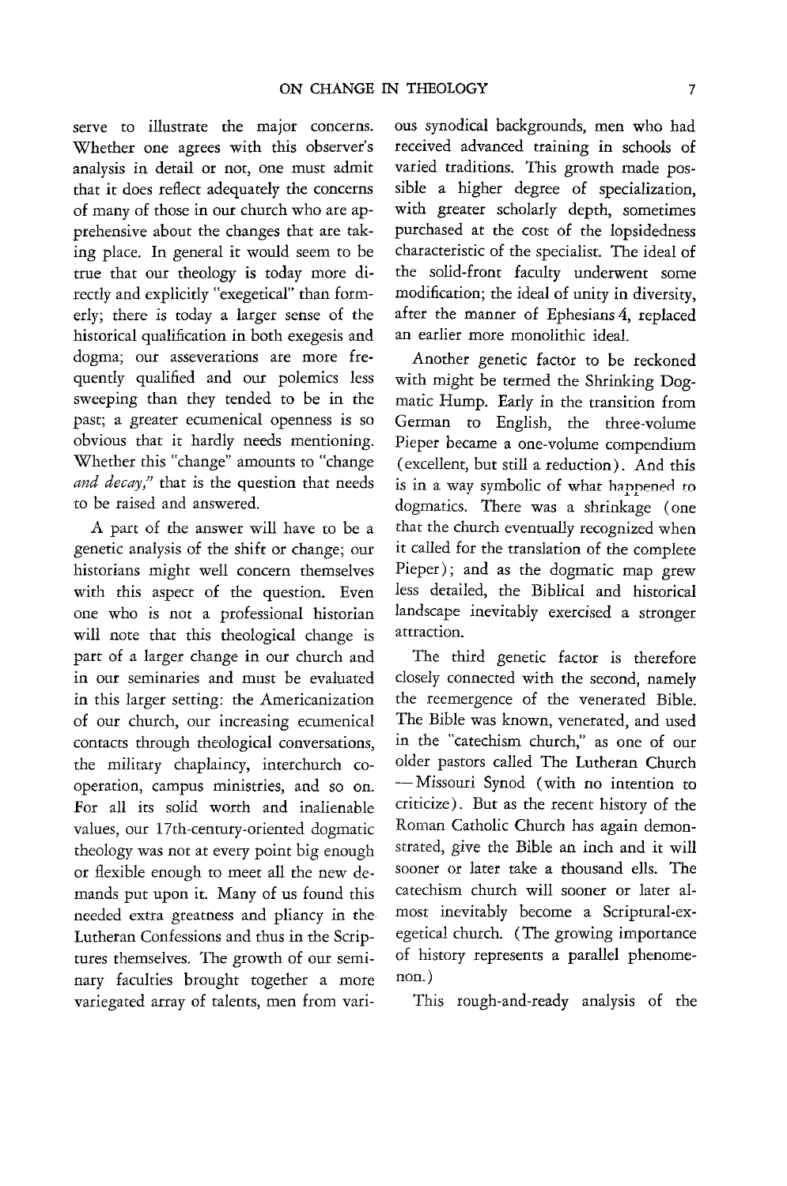serve to illustrate the major concerns. Whether one agrees with this observer's analysis in detail or not, one must admit that it does reflect adequately the concerns of many of those in our church who are apprehensive about the changes that are taking place. In general it would seem to be true that our theology is today more directly and explicitly "exegetical" than formerly; there is today a larger sense of the historical qualification in both exegesis and dogma; our asseverations are more frequently qualified and our polemics less sweeping than they tended to be in the past; a greater ecumenical openness is so obvious that it hardly needs mentioning. Whether this "change" amounts to "change *and decay*," that is the question that needs to be raised and answered.

A part of the answer will have to be a genetic analysis of the shift or change; our historians might well concern themselves with this aspect of the question. Even one who is not a professional historian will note that this theological change is part of a larger change in our church and in our seminaries and must be evaluated in this larger setting: the Americanization of our church, our increasing ecumenical contacts through theological conversations, the military chaplaincy, interchurch cooperation, campus ministries, and so on. For all its solid worth and inalienable values, our 17th-century-oriented dogmatic theology was not at every point big enough or flexible enough to meet all the new demands put upon it. Many of us found this needed extra greatness and pliancy in the Lutheran Confessions and thus in the Scriptures themselves. The growth of our seminary faculties brought together a more variegated array of talents, men from various synodical backgrounds, men who had received advanced training in schools of varied traditions. This growth made possible a higher degree of specialization, with greater scholarly depth, sometimes purchased at the cost of the lopsidedness characteristic of the specialist. The ideal of the solid-front faculty underwent some modification; the ideal of unity in diversity, after the manner of Ephesians 4, replaced an earlier more monolithic ideal.

Another genetic factor to be reckoned with might be termed the Shrinking Dogmatic Hump. Early in the transition from German to English, the three-volume Pieper became a one-volume compendium (excellent, but still a reduction). And this is in a way symbolic of what happened to dogmatics. There was a shrinkage (one that the church eventually recognized when it called for the translation of the complete Pieper); and as the dogmatic map grew less detailed, the Biblical and historical landscape inevitably exercised a stronger attraction.

The third genetic factor is therefore closely connected with the second, namely the reemergence of the venerated Bible. The Bible was known, venerated, and used in the "catechism church," as one of our older pastors called The Lutheran Church — Missouri Synod (with no intention to criticize). But as the recent history of the Roman Catholic Church has again demonstrated, give the Bible an inch and it will sooner or later take a thousand ells. The catechism church will sooner or later almost inevitably become a Scriptural-exegetical church. (The growing importance of history represents a parallel phenomenon.)

This rough-and-ready analysis of the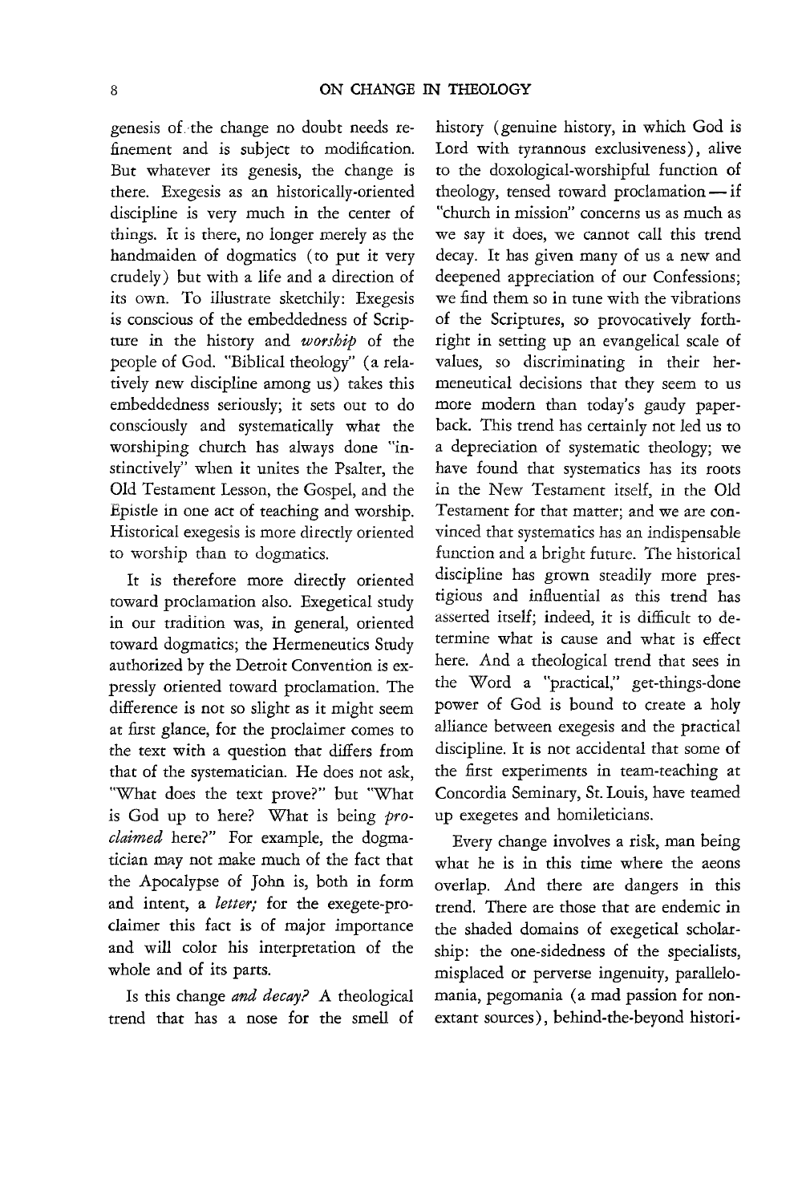genesis of the change no doubt needs refinement and is subject to modification. But whatever its genesis, the change is there. Exegesis as an historically-oriented discipline is very much in the center of things. It is there, no longer merely as the handmaiden of dogmatics (to put it very crudely) but with a life and a direction of its own. To illustrate sketchily: Exegesis is conscious of the embeddedness of Scripture in the history and *worship* of the people of God. "Biblical theology" (a relatively new discipline among us) takes this embeddedness seriously; it sets out to do consciously and systematically what the worshiping church has always done "instinctively" when it unites the Psalter, the Old Testament Lesson, the Gospel, and the Epistle in one act of teaching and worship. Historical exegesis is more directly oriented to worship than to dogmatics.

It is therefore more directly oriented toward proclamation also. Exegetical study in our tradition was, in general, oriented toward dogmatics; the Hermeneutics Study authorized by the Detroit Convention is expressly oriented toward proclamation. The difference is not so slight as it might seem at first glance, for the proclaimer comes to the text with a question that differs from that of the systematician. He does not ask, "What does the text prove?" but "What is God up to here? What is being *proclaimed* here?" For example, the dogmatician may not make much of the fact that the Apocalypse of John is, both in form and intent, a *letter;* for the exegete-proclaimer this fact is of major importance and will color his interpretation of the whole and of its parts.

Is this change *and decay?* A theological trend that has a nose for the smell of history (genuine history, in which God is Lord with tyrannous exclusiveness), alive to the doxological-worshipful function of theology, tensed toward proclamation — if "church in mission" concerns us as much as we say it does, we cannot call this trend decay. It has given many of us a new and deepened appreciation of our Confessions; we find them so in tune with the vibrations of the Scriptures, so provocatively forthright in setting up an evangelical scale of values, so discriminating in their hermeneutical decisions that they seem to us more modern than today's gaudy paperback. This trend has certainly not led us to a depreciation of systematic theology; we have found that systematics has its roots in the New Testament itself, in the Old Testament for that matter; and we are convinced that systematics has an indispensable function and a bright future. The historical discipline has grown steadily more prestigious and influential as this trend has asserted itself; indeed, it is difficult to determine what is cause and what is effect here. And a theological trend that sees in the Word a "practical," get-things-done power of God is bound to create a holy alliance between exegesis and the practical discipline. It is not accidental that some of the first experiments in team-teaching at Concordia Seminary, St. Louis, have teamed up exegetes and homileticians.

Every change involves a risk, man being what he is in this time where the aeons overlap. And there are dangers in this trend. There are those that are endemic in the shaded domains of exegetical scholarship: the one-sidedness of the specialists, misplaced or perverse ingenuity, parallelomania, pegomania (a mad passion for nonextant sources), behind-the-beyond histori-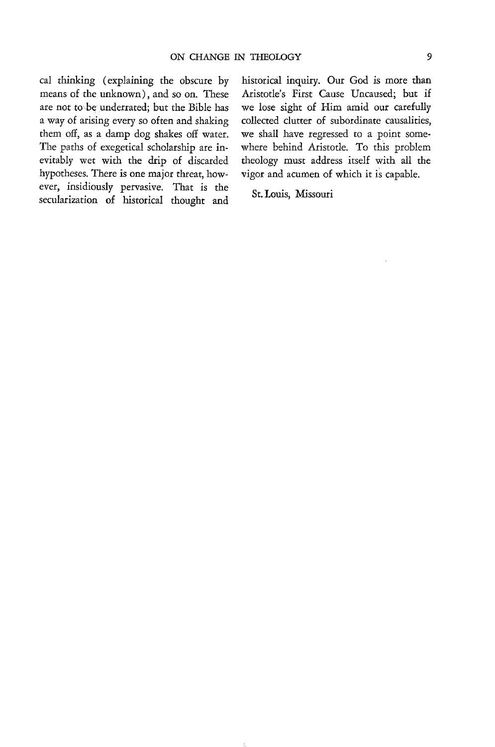cal thinking (explaining the obscure by means of the unknown), and so on. These are not to be underrated; but the Bible has a way of arising every so often and shaking them off, as a damp dog shakes off water. The paths of exegetical scholarship are inevitably wet with the drip of discarded hypotheses. There is one major threat, however, insidiously pervasive. That is the secularization of historical thought and historical inquiry. Our God is more than Aristotle's First Cause Uncaused; but if we lose sight of Him amid our carefully collected clutter of subordinate causalities, we shall have regressed to a point somewhere behind Aristotle. To this problem theology must address itself with all the vigor and acumen of which it is capable.

St. Louis, Missouri